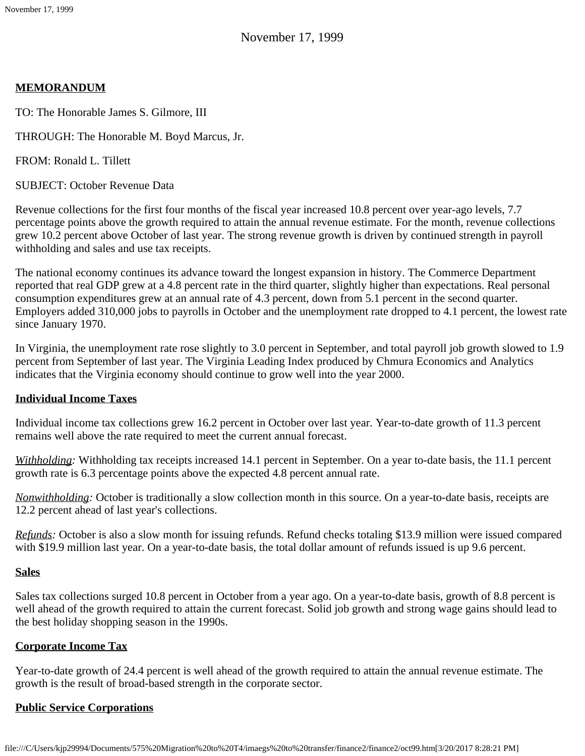November 17, 1999

**MEMORANDUM**

TO: The Honorable James S. Gilmore, III

THROUGH: The Honorable M. Boyd Marcus, Jr.

FROM: Ronald L. Tillett

SUBJECT: October Revenue Data

Revenue collections for the first four months of the fiscal year increased 10.8 percent over year-ago levels, 7.7 percentage points above the growth required to attain the annual revenue estimate. For the month, revenue collections grew 10.2 percent above October of last year. The strong revenue growth is driven by continued strength in payroll withholding and sales and use tax receipts.

The national economy continues its advance toward the longest expansion in history. The Commerce Department reported that real GDP grew at a 4.8 percent rate in the third quarter, slightly higher than expectations. Real personal consumption expenditures grew at an annual rate of 4.3 percent, down from 5.1 percent in the second quarter. Employers added 310,000 jobs to payrolls in October and the unemployment rate dropped to 4.1 percent, the lowest rate since January 1970.

In Virginia, the unemployment rate rose slightly to 3.0 percent in September, and total payroll job growth slowed to 1.9 percent from September of last year. The Virginia Leading Index produced by Chmura Economics and Analytics indicates that the Virginia economy should continue to grow well into the year 2000.

**Individual Income Taxes**

Individual income tax collections grew 16.2 percent in October over last year. Year-to-date growth of 11.3 percent remains well above the rate required to meet the current annual forecast.

*Withholding:* Withholding tax receipts increased 14.1 percent in September. On a year to-date basis, the 11.1 percent growth rate is 6.3 percentage points above the expected 4.8 percent annual rate.

*Nonwithholding:* October is traditionally a slow collection month in this source. On a year-to-date basis, receipts are 12.2 percent ahead of last year's collections.

*Refunds:* October is also a slow month for issuing refunds. Refund checks totaling $13.9 million were issued compared with $19.9 million last year. On a year-to-date basis, the total dollar amount of refunds issued is up 9.6 percent.

**Sales**

Sales tax collections surged 10.8 percent in October from a year ago. On a year-to-date basis, growth of 8.8 percent is well ahead of the growth required to attain the current forecast. Solid job growth and strong wage gains should lead to the best holiday shopping season in the 1990s.

**Corporate Income Tax**

Year-to-date growth of 24.4 percent is well ahead of the growth required to attain the annual revenue estimate. The growth is the result of broad-based strength in the corporate sector.

**Public Service Corporations**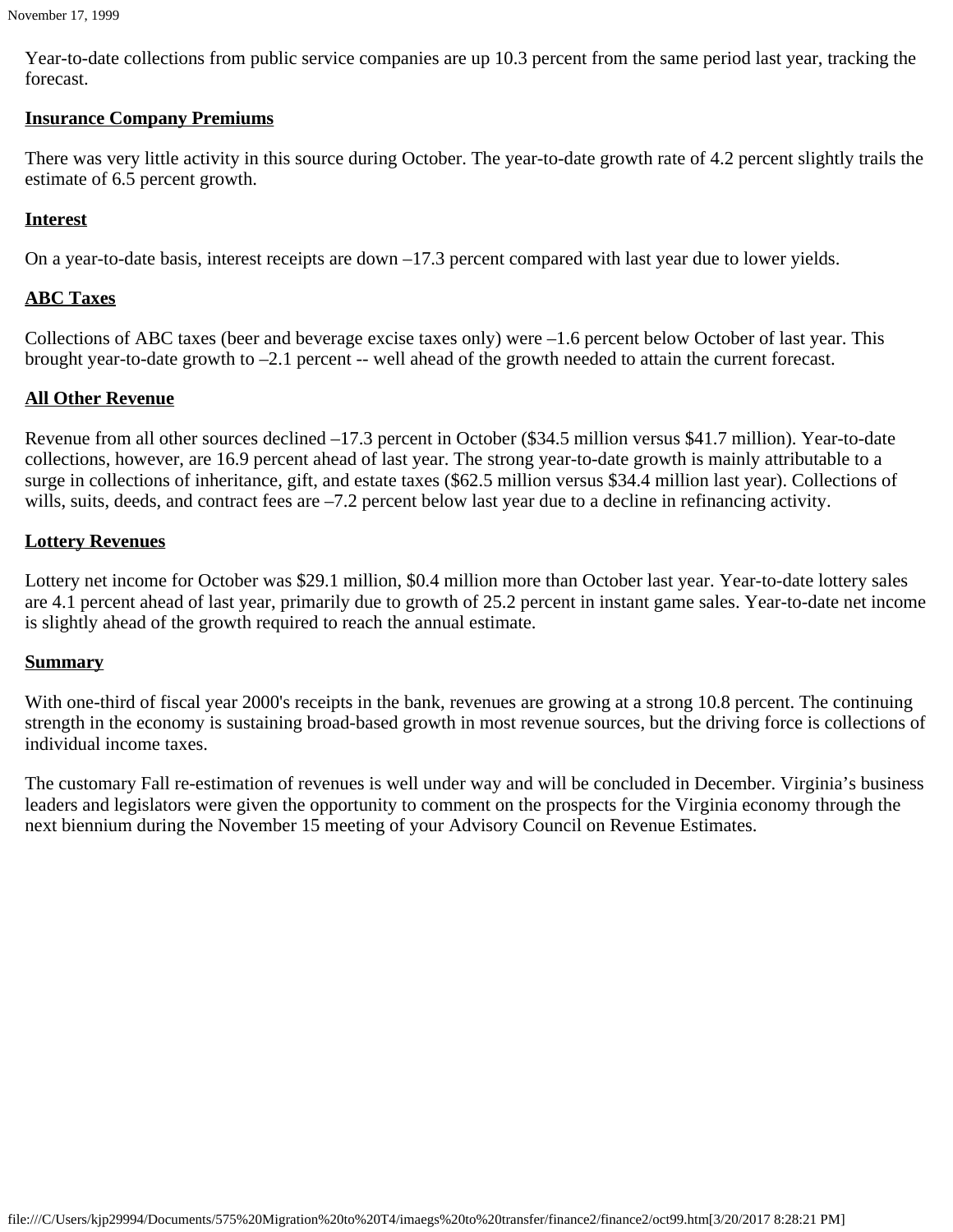Year-to-date collections from public service companies are up 10.3 percent from the same period last year, tracking the forecast.

**Insurance Company Premiums**

There was very little activity in this source during October. The year-to-date growth rate of 4.2 percent slightly trails the estimate of 6.5 percent growth.

**Interest**

On a year-to-date basis, interest receipts are down –17.3 percent compared with last year due to lower yields.

**ABC Taxes**

Collections of ABC taxes (beer and beverage excise taxes only) were –1.6 percent below October of last year. This brought year-to-date growth to –2.1 percent -- well ahead of the growth needed to attain the current forecast.

**All Other Revenue**

Revenue from all other sources declined –17.3 percent in October ($34.5 million versus $41.7 million). Year-to-date collections, however, are 16.9 percent ahead of last year. The strong year-to-date growth is mainly attributable to a surge in collections of inheritance, gift, and estate taxes ($62.5 million versus $34.4 million last year). Collections of wills, suits, deeds, and contract fees are –7.2 percent below last year due to a decline in refinancing activity.

**Lottery Revenues**

Lottery net income for October was $29.1 million, $0.4 million more than October last year. Year-to-date lottery sales are 4.1 percent ahead of last year, primarily due to growth of 25.2 percent in instant game sales. Year-to-date net income is slightly ahead of the growth required to reach the annual estimate.

**Summary**

With one-third of fiscal year 2000's receipts in the bank, revenues are growing at a strong 10.8 percent. The continuing strength in the economy is sustaining broad-based growth in most revenue sources, but the driving force is collections of individual income taxes.

The customary Fall re-estimation of revenues is well under way and will be concluded in December. Virginia's business leaders and legislators were given the opportunity to comment on the prospects for the Virginia economy through the next biennium during the November 15 meeting of your Advisory Council on Revenue Estimates.